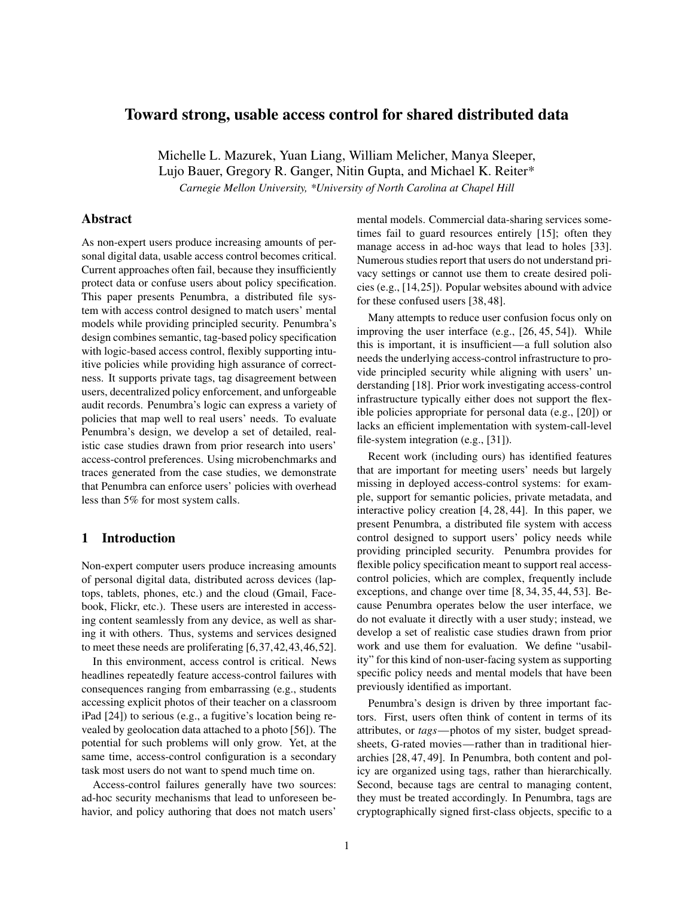# Toward strong, usable access control for shared distributed data

Michelle L. Mazurek, Yuan Liang, William Melicher, Manya Sleeper,
Lujo Bauer, Gregory R. Ganger, Nitin Gupta, and Michael K. Reiter*

*Carnegie Mellon University, \*University of North Carolina at Chapel Hill*

## Abstract

As non-expert users produce increasing amounts of personal digital data, usable access control becomes critical. Current approaches often fail, because they insufficiently protect data or confuse users about policy specification. This paper presents Penumbra, a distributed file system with access control designed to match users' mental models while providing principled security. Penumbra's design combines semantic, tag-based policy specification with logic-based access control, flexibly supporting intuitive policies while providing high assurance of correctness. It supports private tags, tag disagreement between users, decentralized policy enforcement, and unforgeable audit records. Penumbra's logic can express a variety of policies that map well to real users' needs. To evaluate Penumbra's design, we develop a set of detailed, realistic case studies drawn from prior research into users' access-control preferences. Using microbenchmarks and traces generated from the case studies, we demonstrate that Penumbra can enforce users' policies with overhead less than 5% for most system calls.

## 1 Introduction

Non-expert computer users produce increasing amounts of personal digital data, distributed across devices (laptops, tablets, phones, etc.) and the cloud (Gmail, Facebook, Flickr, etc.). These users are interested in accessing content seamlessly from any device, as well as sharing it with others. Thus, systems and services designed to meet these needs are proliferating [6,37,42,43,46,52].

In this environment, access control is critical. News headlines repeatedly feature access-control failures with consequences ranging from embarrassing (e.g., students accessing explicit photos of their teacher on a classroom iPad [24]) to serious (e.g., a fugitive's location being revealed by geolocation data attached to a photo [56]). The potential for such problems will only grow. Yet, at the same time, access-control configuration is a secondary task most users do not want to spend much time on.

Access-control failures generally have two sources: ad-hoc security mechanisms that lead to unforeseen behavior, and policy authoring that does not match users' mental models. Commercial data-sharing services sometimes fail to guard resources entirely [15]; often they manage access in ad-hoc ways that lead to holes [33]. Numerous studies report that users do not understand privacy settings or cannot use them to create desired policies (e.g., [14,25]). Popular websites abound with advice for these confused users [38,48].

Many attempts to reduce user confusion focus only on improving the user interface (e.g., [26,45,54]). While this is important, it is insufficient—a full solution also needs the underlying access-control infrastructure to provide principled security while aligning with users' understanding [18]. Prior work investigating access-control infrastructure typically either does not support the flexible policies appropriate for personal data (e.g., [20]) or lacks an efficient implementation with system-call-level file-system integration (e.g., [31]).

Recent work (including ours) has identified features that are important for meeting users' needs but largely missing in deployed access-control systems: for example, support for semantic policies, private metadata, and interactive policy creation [4,28,44]. In this paper, we present Penumbra, a distributed file system with access control designed to support users' policy needs while providing principled security. Penumbra provides for flexible policy specification meant to support real access-control policies, which are complex, frequently include exceptions, and change over time [8,34,35,44,53]. Because Penumbra operates below the user interface, we do not evaluate it directly with a user study; instead, we develop a set of realistic case studies drawn from prior work and use them for evaluation. We define "usability" for this kind of non-user-facing system as supporting specific policy needs and mental models that have been previously identified as important.

Penumbra's design is driven by three important factors. First, users often think of content in terms of its attributes, or *tags*—photos of my sister, budget spreadsheets, G-rated movies—rather than in traditional hierarchies [28,47,49]. In Penumbra, both content and policy are organized using tags, rather than hierarchically. Second, because tags are central to managing content, they must be treated accordingly. In Penumbra, tags are cryptographically signed first-class objects, specific to a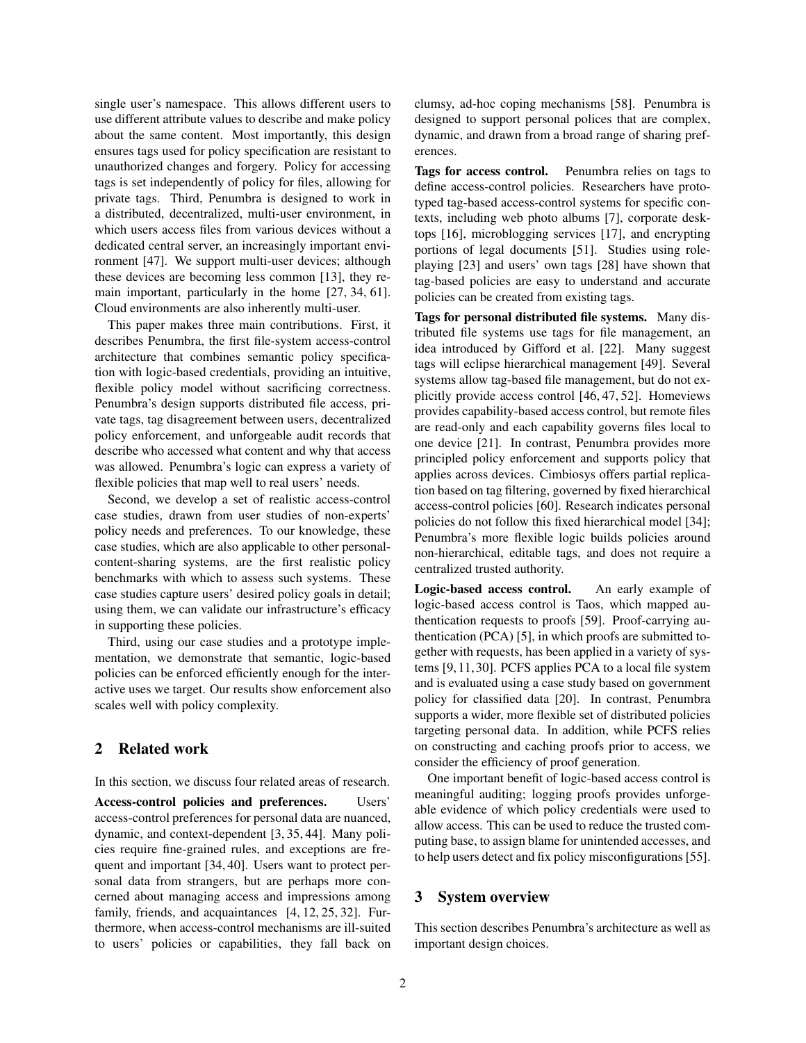single user's namespace. This allows different users to use different attribute values to describe and make policy about the same content. Most importantly, this design ensures tags used for policy specification are resistant to unauthorized changes and forgery. Policy for accessing tags is set independently of policy for files, allowing for private tags. Third, Penumbra is designed to work in a distributed, decentralized, multi-user environment, in which users access files from various devices without a dedicated central server, an increasingly important environment [47]. We support multi-user devices; although these devices are becoming less common [13], they remain important, particularly in the home [27, 34, 61]. Cloud environments are also inherently multi-user.

This paper makes three main contributions. First, it describes Penumbra, the first file-system access-control architecture that combines semantic policy specification with logic-based credentials, providing an intuitive, flexible policy model without sacrificing correctness. Penumbra's design supports distributed file access, private tags, tag disagreement between users, decentralized policy enforcement, and unforgeable audit records that describe who accessed what content and why that access was allowed. Penumbra's logic can express a variety of flexible policies that map well to real users' needs.

Second, we develop a set of realistic access-control case studies, drawn from user studies of non-experts' policy needs and preferences. To our knowledge, these case studies, which are also applicable to other personal-content-sharing systems, are the first realistic policy benchmarks with which to assess such systems. These case studies capture users' desired policy goals in detail; using them, we can validate our infrastructure's efficacy in supporting these policies.

Third, using our case studies and a prototype implementation, we demonstrate that semantic, logic-based policies can be enforced efficiently enough for the interactive uses we target. Our results show enforcement also scales well with policy complexity.

## 2 Related work

In this section, we discuss four related areas of research.

**Access-control policies and preferences.** Users' access-control preferences for personal data are nuanced, dynamic, and context-dependent [3, 35, 44]. Many policies require fine-grained rules, and exceptions are frequent and important [34, 40]. Users want to protect personal data from strangers, but are perhaps more concerned about managing access and impressions among family, friends, and acquaintances [4, 12, 25, 32]. Furthermore, when access-control mechanisms are ill-suited to users' policies or capabilities, they fall back on clumsy, ad-hoc coping mechanisms [58]. Penumbra is designed to support personal polices that are complex, dynamic, and drawn from a broad range of sharing preferences.

**Tags for access control.** Penumbra relies on tags to define access-control policies. Researchers have prototyped tag-based access-control systems for specific contexts, including web photo albums [7], corporate desktops [16], microblogging services [17], and encrypting portions of legal documents [51]. Studies using role-playing [23] and users' own tags [28] have shown that tag-based policies are easy to understand and accurate policies can be created from existing tags.

**Tags for personal distributed file systems.** Many distributed file systems use tags for file management, an idea introduced by Gifford et al. [22]. Many suggest tags will eclipse hierarchical management [49]. Several systems allow tag-based file management, but do not explicitly provide access control [46, 47, 52]. Homeviews provides capability-based access control, but remote files are read-only and each capability governs files local to one device [21]. In contrast, Penumbra provides more principled policy enforcement and supports policy that applies across devices. Cimbiosys offers partial replication based on tag filtering, governed by fixed hierarchical access-control policies [60]. Research indicates personal policies do not follow this fixed hierarchical model [34]; Penumbra's more flexible logic builds policies around non-hierarchical, editable tags, and does not require a centralized trusted authority.

**Logic-based access control.** An early example of logic-based access control is Taos, which mapped authentication requests to proofs [59]. Proof-carrying authentication (PCA) [5], in which proofs are submitted together with requests, has been applied in a variety of systems [9, 11, 30]. PCFS applies PCA to a local file system and is evaluated using a case study based on government policy for classified data [20]. In contrast, Penumbra supports a wider, more flexible set of distributed policies targeting personal data. In addition, while PCFS relies on constructing and caching proofs prior to access, we consider the efficiency of proof generation.

One important benefit of logic-based access control is meaningful auditing; logging proofs provides unforgeable evidence of which policy credentials were used to allow access. This can be used to reduce the trusted computing base, to assign blame for unintended accesses, and to help users detect and fix policy misconfigurations [55].

## 3 System overview

This section describes Penumbra's architecture as well as important design choices.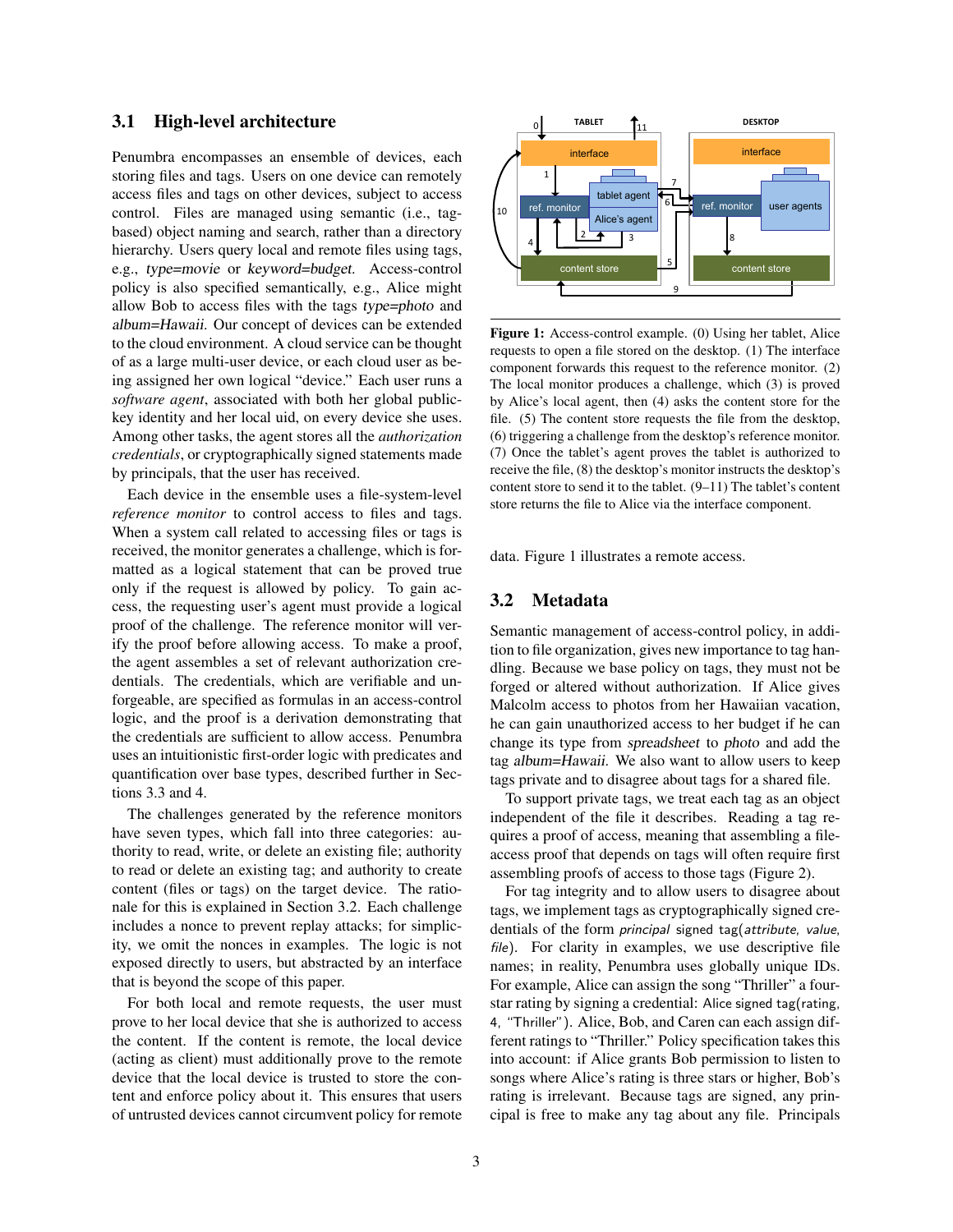### 3.1 High-level architecture

Penumbra encompasses an ensemble of devices, each storing files and tags. Users on one device can remotely access files and tags on other devices, subject to access control. Files are managed using semantic (i.e., tag-based) object naming and search, rather than a directory hierarchy. Users query local and remote files using tags, e.g., *type=movie* or *keyword=budget*. Access-control policy is also specified semantically, e.g., Alice might allow Bob to access files with the tags *type=photo* and *album=Hawaii*. Our concept of devices can be extended to the cloud environment. A cloud service can be thought of as a large multi-user device, or each cloud user as being assigned her own logical "device." Each user runs a *software agent*, associated with both her global public-key identity and her local uid, on every device she uses. Among other tasks, the agent stores all the *authorization credentials*, or cryptographically signed statements made by principals, that the user has received.

Each device in the ensemble uses a file-system-level *reference monitor* to control access to files and tags. When a system call related to accessing files or tags is received, the monitor generates a challenge, which is formatted as a logical statement that can be proved true only if the request is allowed by policy. To gain access, the requesting user's agent must provide a logical proof of the challenge. The reference monitor will verify the proof before allowing access. To make a proof, the agent assembles a set of relevant authorization credentials. The credentials, which are verifiable and unforgeable, are specified as formulas in an access-control logic, and the proof is a derivation demonstrating that the credentials are sufficient to allow access. Penumbra uses an intuitionistic first-order logic with predicates and quantification over base types, described further in Sections 3.3 and 4.

The challenges generated by the reference monitors have seven types, which fall into three categories: authority to read, write, or delete an existing file; authority to read or delete an existing tag; and authority to create content (files or tags) on the target device. The rationale for this is explained in Section 3.2. Each challenge includes a nonce to prevent replay attacks; for simplicity, we omit the nonces in examples. The logic is not exposed directly to users, but abstracted by an interface that is beyond the scope of this paper.

For both local and remote requests, the user must prove to her local device that she is authorized to access the content. If the content is remote, the local device (acting as client) must additionally prove to the remote device that the local device is trusted to store the content and enforce policy about it. This ensures that users of untrusted devices cannot circumvent policy for remote data. Figure 1 illustrates a remote access.

**Figure 1:** Access-control example. (0) Using her tablet, Alice requests to open a file stored on the desktop. (1) The interface component forwards this request to the reference monitor. (2) The local monitor produces a challenge, which (3) is proved by Alice's local agent, then (4) asks the content store for the file. (5) The content store requests the file from the desktop, (6) triggering a challenge from the desktop's reference monitor. (7) Once the tablet's agent proves the tablet is authorized to receive the file, (8) the desktop's monitor instructs the desktop's content store to send it to the tablet. (9–11) The tablet's content store returns the file to Alice via the interface component.

### 3.2 Metadata

Semantic management of access-control policy, in addition to file organization, gives new importance to tag handling. Because we base policy on tags, they must not be forged or altered without authorization. If Alice gives Malcolm access to photos from her Hawaiian vacation, he can gain unauthorized access to her budget if he can change its type from *spreadsheet* to *photo* and add the tag *album=Hawaii*. We also want to allow users to keep tags private and to disagree about tags for a shared file.

To support private tags, we treat each tag as an object independent of the file it describes. Reading a tag requires a proof of access, meaning that assembling a file-access proof that depends on tags will often require first assembling proofs of access to those tags (Figure 2).

For tag integrity and to allow users to disagree about tags, we implement tags as cryptographically signed credentials of the form *principal* signed tag(*attribute*, *value*, *file*). For clarity in examples, we use descriptive file names; in reality, Penumbra uses globally unique IDs. For example, Alice can assign the song "Thriller" a four-star rating by signing a credential: Alice signed tag(rating, 4, "Thriller"). Alice, Bob, and Caren can each assign different ratings to "Thriller." Policy specification takes this into account: if Alice grants Bob permission to listen to songs where Alice's rating is three stars or higher, Bob's rating is irrelevant. Because tags are signed, any principal is free to make any tag about any file. Principals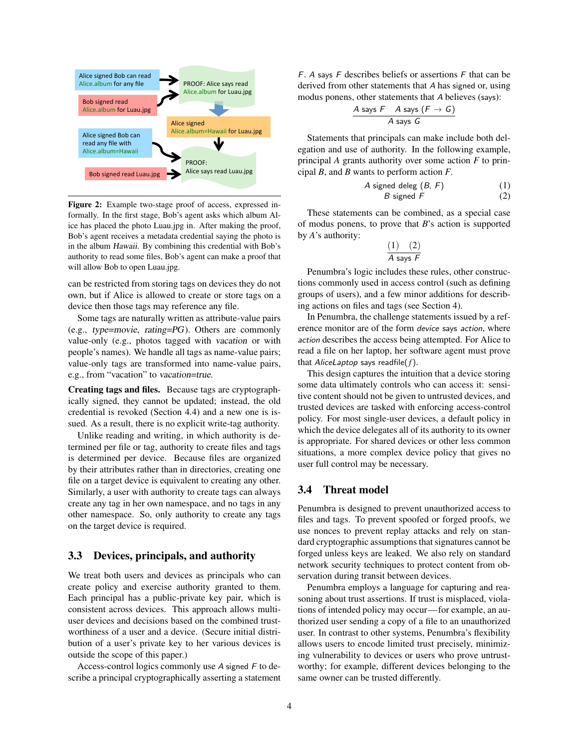**Figure 2:** Example two-stage proof of access, expressed informally. In the first stage, Bob's agent asks which album Alice has placed the photo Luau.jpg in. After making the proof, Bob's agent receives a metadata credential saying the photo is in the album *Hawaii*. By combining this credential with Bob's authority to read some files, Bob's agent can make a proof that will allow Bob to open Luau.jpg.

can be restricted from storing tags on devices they do not own, but if Alice is allowed to create or store tags on a device then those tags may reference any file.

Some tags are naturally written as attribute-value pairs (e.g., *type=movie*, *rating=PG*). Others are commonly value-only (e.g., photos tagged with *vacation* or with people's names). We handle all tags as name-value pairs; value-only tags are transformed into name-value pairs, e.g., from "vacation" to *vacation=true*.

**Creating tags and files.** Because tags are cryptographically signed, they cannot be updated; instead, the old credential is revoked (Section 4.4) and a new one is issued. As a result, there is no explicit write-tag authority.

Unlike reading and writing, in which authority is determined per file or tag, authority to create files and tags is determined per device. Because files are organized by their attributes rather than in directories, creating one file on a target device is equivalent to creating any other. Similarly, a user with authority to create tags can always create any tag in her own namespace, and no tags in any other namespace. So, only authority to create any tags on the target device is required.

## 3.3 Devices, principals, and authority

We treat both users and devices as principals who can create policy and exercise authority granted to them. Each principal has a public-private key pair, which is consistent across devices. This approach allows multi-user devices and decisions based on the combined trustworthiness of a user and a device. (Secure initial distribution of a user's private key to her various devices is outside the scope of this paper.)

Access-control logics commonly use $A$ signed $F$ to describe a principal cryptographically asserting a statement $F$. $A$ says $F$ describes beliefs or assertions $F$ that can be derived from other statements that $A$ has signed or, using modus ponens, other statements that $A$ believes (says):

$$\frac{A \text{ says } F \quad A \text{ says } (F \rightarrow G)}{A \text{ says } G}$$

Statements that principals can make include both delegation and use of authority. In the following example, principal $A$ grants authority over some action $F$ to principal $B$, and $B$ wants to perform action $F$.

$$A \text{ signed deleg } (B, F) \qquad (1)$$
$$B \text{ signed } F \qquad (2)$$

These statements can be combined, as a special case of modus ponens, to prove that $B$'s action is supported by $A$'s authority:

$$\frac{(1) \quad (2)}{A \text{ says } F}$$

Penumbra's logic includes these rules, other constructions commonly used in access control (such as defining groups of users), and a few minor additions for describing actions on files and tags (see Section 4).

In Penumbra, the challenge statements issued by a reference monitor are of the form *device* says *action*, where *action* describes the access being attempted. For Alice to read a file on her laptop, her software agent must prove that *AliceLaptop* says readfile($f$).

This design captures the intuition that a device storing some data ultimately controls who can access it: sensitive content should not be given to untrusted devices, and trusted devices are tasked with enforcing access-control policy. For most single-user devices, a default policy in which the device delegates all of its authority to its owner is appropriate. For shared devices or other less common situations, a more complex device policy that gives no user full control may be necessary.

## 3.4 Threat model

Penumbra is designed to prevent unauthorized access to files and tags. To prevent spoofed or forged proofs, we use nonces to prevent replay attacks and rely on standard cryptographic assumptions that signatures cannot be forged unless keys are leaked. We also rely on standard network security techniques to protect content from observation during transit between devices.

Penumbra employs a language for capturing and reasoning about trust assertions. If trust is misplaced, violations of intended policy may occur—for example, an authorized user sending a copy of a file to an unauthorized user. In contrast to other systems, Penumbra's flexibility allows users to encode limited trust precisely, minimizing vulnerability to devices or users who prove untrustworthy; for example, different devices belonging to the same owner can be trusted differently.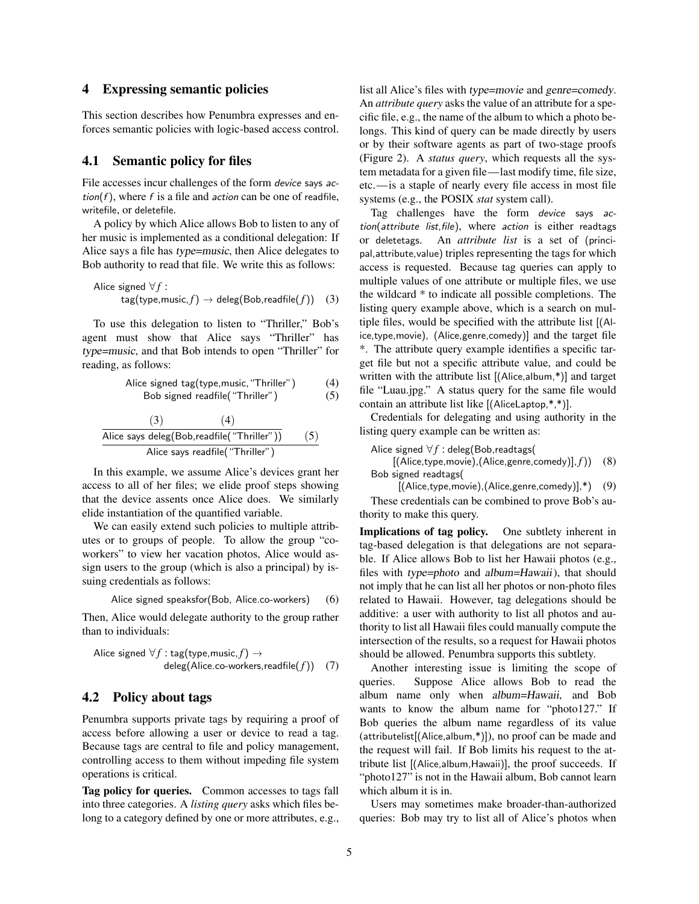## 4 Expressing semantic policies

This section describes how Penumbra expresses and enforces semantic policies with logic-based access control.

### 4.1 Semantic policy for files

File accesses incur challenges of the form *device* says *action*($f$), where $f$ is a file and *action* can be one of readfile, writefile, or deletefile.

A policy by which Alice allows Bob to listen to any of her music is implemented as a conditional delegation: If Alice says a file has *type=music*, then Alice delegates to Bob authority to read that file. We write this as follows:

$$\text{Alice signed } \forall f: \text{tag(type,music,}f) \rightarrow \text{deleg(Bob,readfile(}f)) \quad (3)$$

To use this delegation to listen to "Thriller," Bob's agent must show that Alice says "Thriller" has *type=music*, and that Bob intends to open "Thriller" for reading, as follows:

$$\text{Alice signed tag(type,music,"Thriller")} \quad (4)$$
$$\text{Bob signed readfile("Thriller")} \quad (5)$$

$$\cfrac{\cfrac{(3) \qquad (4)}{\text{Alice says deleg(Bob,readfile("Thriller"))}} \quad (5)}{\text{Alice says readfile("Thriller")}}$$

In this example, we assume Alice's devices grant her access to all of her files; we elide proof steps showing that the device assents once Alice does. We similarly elide instantiation of the quantified variable.

We can easily extend such policies to multiple attributes or to groups of people. To allow the group "co-workers" to view her vacation photos, Alice would assign users to the group (which is also a principal) by issuing credentials as follows:

$$\text{Alice signed speaksfor(Bob, Alice.co-workers)} \quad (6)$$

Then, Alice would delegate authority to the group rather than to individuals:

$$\text{Alice signed } \forall f: \text{tag(type,music,}f) \rightarrow \text{deleg(Alice.co-workers,readfile(}f)) \quad (7)$$

### 4.2 Policy about tags

Penumbra supports private tags by requiring a proof of access before allowing a user or device to read a tag. Because tags are central to file and policy management, controlling access to them without impeding file system operations is critical.

**Tag policy for queries.** Common accesses to tags fall into three categories. A *listing query* asks which files belong to a category defined by one or more attributes, e.g., list all Alice's files with *type=movie* and *genre=comedy*. An *attribute query* asks the value of an attribute for a specific file, e.g., the name of the album to which a photo belongs. This kind of query can be made directly by users or by their software agents as part of two-stage proofs (Figure 2). A *status query*, which requests all the system metadata for a given file—last modify time, file size, etc.—is a staple of nearly every file access in most file systems (e.g., the POSIX *stat* system call).

Tag challenges have the form *device* says *action*(*attribute list*,*file*), where *action* is either readtags or deletetags. An *attribute list* is a set of (principal,attribute,value) triples representing the tags for which access is requested. Because tag queries can apply to multiple values of one attribute or multiple files, we use the wildcard * to indicate all possible completions. The listing query example above, which is a search on multiple files, would be specified with the attribute list [(Alice,type,movie), (Alice,genre,comedy)] and the target file *. The attribute query example identifies a specific target file but not a specific attribute value, and could be written with the attribute list [(Alice,album,*)] and target file "Luau.jpg." A status query for the same file would contain an attribute list like [(AliceLaptop,*,*)].

Credentials for delegating and using authority in the listing query example can be written as:

$$\text{Alice signed } \forall f: \text{deleg(Bob,readtags([(Alice,type,movie),(Alice,genre,comedy)],}f)) \quad (8)$$
$$\text{Bob signed readtags([(Alice,type,movie),(Alice,genre,comedy)],*)} \quad (9)$$

These credentials can be combined to prove Bob's authority to make this query.

**Implications of tag policy.** One subtlety inherent in tag-based delegation is that delegations are not separable. If Alice allows Bob to list her Hawaii photos (e.g., files with *type=photo* and *album=Hawaii*), that should not imply that he can list all her photos or non-photo files related to Hawaii. However, tag delegations should be additive: a user with authority to list all photos and authority to list all Hawaii files could manually compute the intersection of the results, so a request for Hawaii photos should be allowed. Penumbra supports this subtlety.

Another interesting issue is limiting the scope of queries. Suppose Alice allows Bob to read the album name only when *album=Hawaii*, and Bob wants to know the album name for "photo127." If Bob queries the album name regardless of its value (attributelist[(Alice,album,*)]), no proof can be made and the request will fail. If Bob limits his request to the attribute list [(Alice,album,Hawaii)], the proof succeeds. If "photo127" is not in the Hawaii album, Bob cannot learn which album it is in.

Users may sometimes make broader-than-authorized queries: Bob may try to list all of Alice's photos when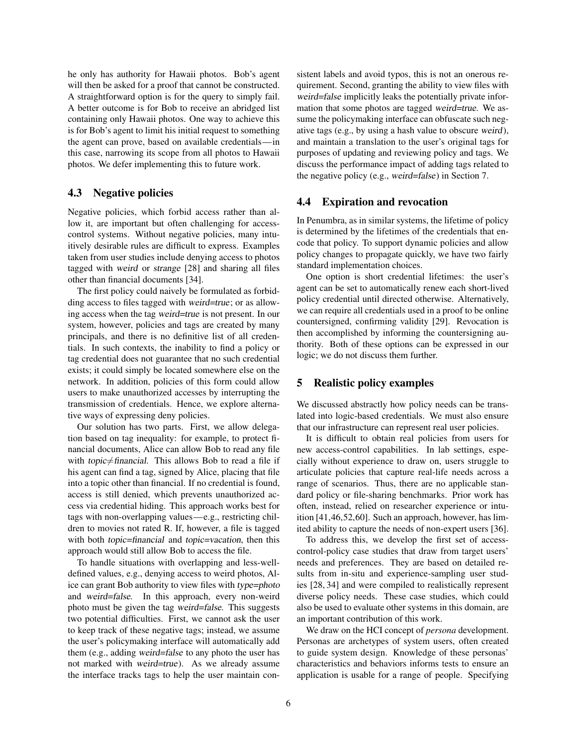he only has authority for Hawaii photos. Bob's agent will then be asked for a proof that cannot be constructed. A straightforward option is for the query to simply fail. A better outcome is for Bob to receive an abridged list containing only Hawaii photos. One way to achieve this is for Bob's agent to limit his initial request to something the agent can prove, based on available credentials—in this case, narrowing its scope from all photos to Hawaii photos. We defer implementing this to future work.

### 4.3 Negative policies

Negative policies, which forbid access rather than allow it, are important but often challenging for access-control systems. Without negative policies, many intuitively desirable rules are difficult to express. Examples taken from user studies include denying access to photos tagged with *weird* or *strange* [28] and sharing all files other than financial documents [34].

The first policy could naively be formulated as forbidding access to files tagged with *weird=true*; or as allowing access when the tag *weird=true* is not present. In our system, however, policies and tags are created by many principals, and there is no definitive list of all credentials. In such contexts, the inability to find a policy or tag credential does not guarantee that no such credential exists; it could simply be located somewhere else on the network. In addition, policies of this form could allow users to make unauthorized accesses by interrupting the transmission of credentials. Hence, we explore alternative ways of expressing deny policies.

Our solution has two parts. First, we allow delegation based on tag inequality: for example, to protect financial documents, Alice can allow Bob to read any file with *topic≠financial*. This allows Bob to read a file if his agent can find a tag, signed by Alice, placing that file into a topic other than financial. If no credential is found, access is still denied, which prevents unauthorized access via credential hiding. This approach works best for tags with non-overlapping values—e.g., restricting children to movies not rated R. If, however, a file is tagged with both *topic=financial* and *topic=vacation*, then this approach would still allow Bob to access the file.

To handle situations with overlapping and less-well-defined values, e.g., denying access to weird photos, Alice can grant Bob authority to view files with *type=photo* and *weird=false*. In this approach, every non-weird photo must be given the tag *weird=false*. This suggests two potential difficulties. First, we cannot ask the user to keep track of these negative tags; instead, we assume the user's policymaking interface will automatically add them (e.g., adding *weird=false* to any photo the user has not marked with *weird=true*). As we already assume the interface tracks tags to help the user maintain consistent labels and avoid typos, this is not an onerous requirement. Second, granting the ability to view files with *weird=false* implicitly leaks the potentially private information that some photos are tagged *weird=true*. We assume the policymaking interface can obfuscate such negative tags (e.g., by using a hash value to obscure *weird*), and maintain a translation to the user's original tags for purposes of updating and reviewing policy and tags. We discuss the performance impact of adding tags related to the negative policy (e.g., *weird=false*) in Section 7.

### 4.4 Expiration and revocation

In Penumbra, as in similar systems, the lifetime of policy is determined by the lifetimes of the credentials that encode that policy. To support dynamic policies and allow policy changes to propagate quickly, we have two fairly standard implementation choices.

One option is short credential lifetimes: the user's agent can be set to automatically renew each short-lived policy credential until directed otherwise. Alternatively, we can require all credentials used in a proof to be online countersigned, confirming validity [29]. Revocation is then accomplished by informing the countersigning authority. Both of these options can be expressed in our logic; we do not discuss them further.

## 5 Realistic policy examples

We discussed abstractly how policy needs can be translated into logic-based credentials. We must also ensure that our infrastructure can represent real user policies.

It is difficult to obtain real policies from users for new access-control capabilities. In lab settings, especially without experience to draw on, users struggle to articulate policies that capture real-life needs across a range of scenarios. Thus, there are no applicable standard policy or file-sharing benchmarks. Prior work has often, instead, relied on researcher experience or intuition [41,46,52,60]. Such an approach, however, has limited ability to capture the needs of non-expert users [36].

To address this, we develop the first set of access-control-policy case studies that draw from target users' needs and preferences. They are based on detailed results from in-situ and experience-sampling user studies [28, 34] and were compiled to realistically represent diverse policy needs. These case studies, which could also be used to evaluate other systems in this domain, are an important contribution of this work.

We draw on the HCI concept of *persona* development. Personas are archetypes of system users, often created to guide system design. Knowledge of these personas' characteristics and behaviors informs tests to ensure an application is usable for a range of people. Specifying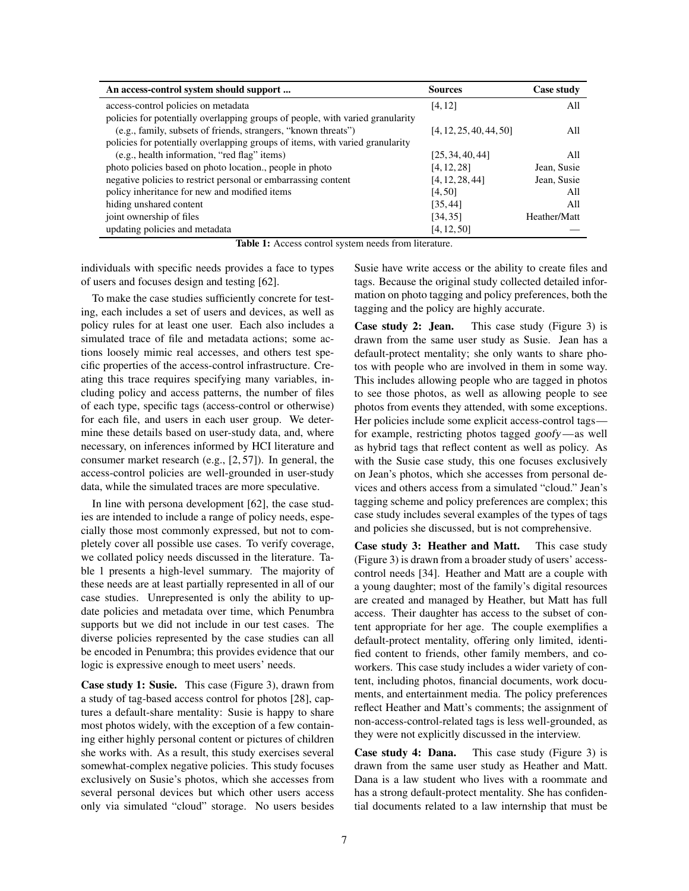| An access-control system should support ... | Sources | Case study |
|---|---|---|
| access-control policies on metadata | [4, 12] | All |
| policies for potentially overlapping groups of people, with varied granularity (e.g., family, subsets of friends, strangers, "known threats") | [4, 12, 25, 40, 44, 50] | All |
| policies for potentially overlapping groups of items, with varied granularity (e.g., health information, "red flag" items) | [25, 34, 40, 44] | All |
| photo policies based on photo location., people in photo | [4, 12, 28] | Jean, Susie |
| negative policies to restrict personal or embarrassing content | [4, 12, 28, 44] | Jean, Susie |
| policy inheritance for new and modified items | [4, 50] | All |
| hiding unshared content | [35, 44] | All |
| joint ownership of files | [34, 35] | Heather/Matt |
| updating policies and metadata | [4, 12, 50] | — |

**Table 1:** Access control system needs from literature.

individuals with specific needs provides a face to types of users and focuses design and testing [62].

To make the case studies sufficiently concrete for testing, each includes a set of users and devices, as well as policy rules for at least one user. Each also includes a simulated trace of file and metadata actions; some actions loosely mimic real accesses, and others test specific properties of the access-control infrastructure. Creating this trace requires specifying many variables, including policy and access patterns, the number of files of each type, specific tags (access-control or otherwise) for each file, and users in each user group. We determine these details based on user-study data, and, where necessary, on inferences informed by HCI literature and consumer market research (e.g., [2, 57]). In general, the access-control policies are well-grounded in user-study data, while the simulated traces are more speculative.

In line with persona development [62], the case studies are intended to include a range of policy needs, especially those most commonly expressed, but not to completely cover all possible use cases. To verify coverage, we collated policy needs discussed in the literature. Table 1 presents a high-level summary. The majority of these needs are at least partially represented in all of our case studies. Unrepresented is only the ability to update policies and metadata over time, which Penumbra supports but we did not include in our test cases. The diverse policies represented by the case studies can all be encoded in Penumbra; this provides evidence that our logic is expressive enough to meet users' needs.

**Case study 1: Susie.** This case (Figure 3), drawn from a study of tag-based access control for photos [28], captures a default-share mentality: Susie is happy to share most photos widely, with the exception of a few containing either highly personal content or pictures of children she works with. As a result, this study exercises several somewhat-complex negative policies. This study focuses exclusively on Susie's photos, which she accesses from several personal devices but which other users access only via simulated "cloud" storage. No users besides Susie have write access or the ability to create files and tags. Because the original study collected detailed information on photo tagging and policy preferences, both the tagging and the policy are highly accurate.

**Case study 2: Jean.** This case study (Figure 3) is drawn from the same user study as Susie. Jean has a default-protect mentality; she only wants to share photos with people who are involved in them in some way. This includes allowing people who are tagged in photos to see those photos, as well as allowing people to see photos from events they attended, with some exceptions. Her policies include some explicit access-control tags—for example, restricting photos tagged *goofy*—as well as hybrid tags that reflect content as well as policy. As with the Susie case study, this one focuses exclusively on Jean's photos, which she accesses from personal devices and others access from a simulated "cloud." Jean's tagging scheme and policy preferences are complex; this case study includes several examples of the types of tags and policies she discussed, but is not comprehensive.

**Case study 3: Heather and Matt.** This case study (Figure 3) is drawn from a broader study of users' access-control needs [34]. Heather and Matt are a couple with a young daughter; most of the family's digital resources are created and managed by Heather, but Matt has full access. Their daughter has access to the subset of content appropriate for her age. The couple exemplifies a default-protect mentality, offering only limited, identified content to friends, other family members, and co-workers. This case study includes a wider variety of content, including photos, financial documents, work documents, and entertainment media. The policy preferences reflect Heather and Matt's comments; the assignment of non-access-control-related tags is less well-grounded, as they were not explicitly discussed in the interview.

**Case study 4: Dana.** This case study (Figure 3) is drawn from the same user study as Heather and Matt. Dana is a law student who lives with a roommate and has a strong default-protect mentality. She has confidential documents related to a law internship that must be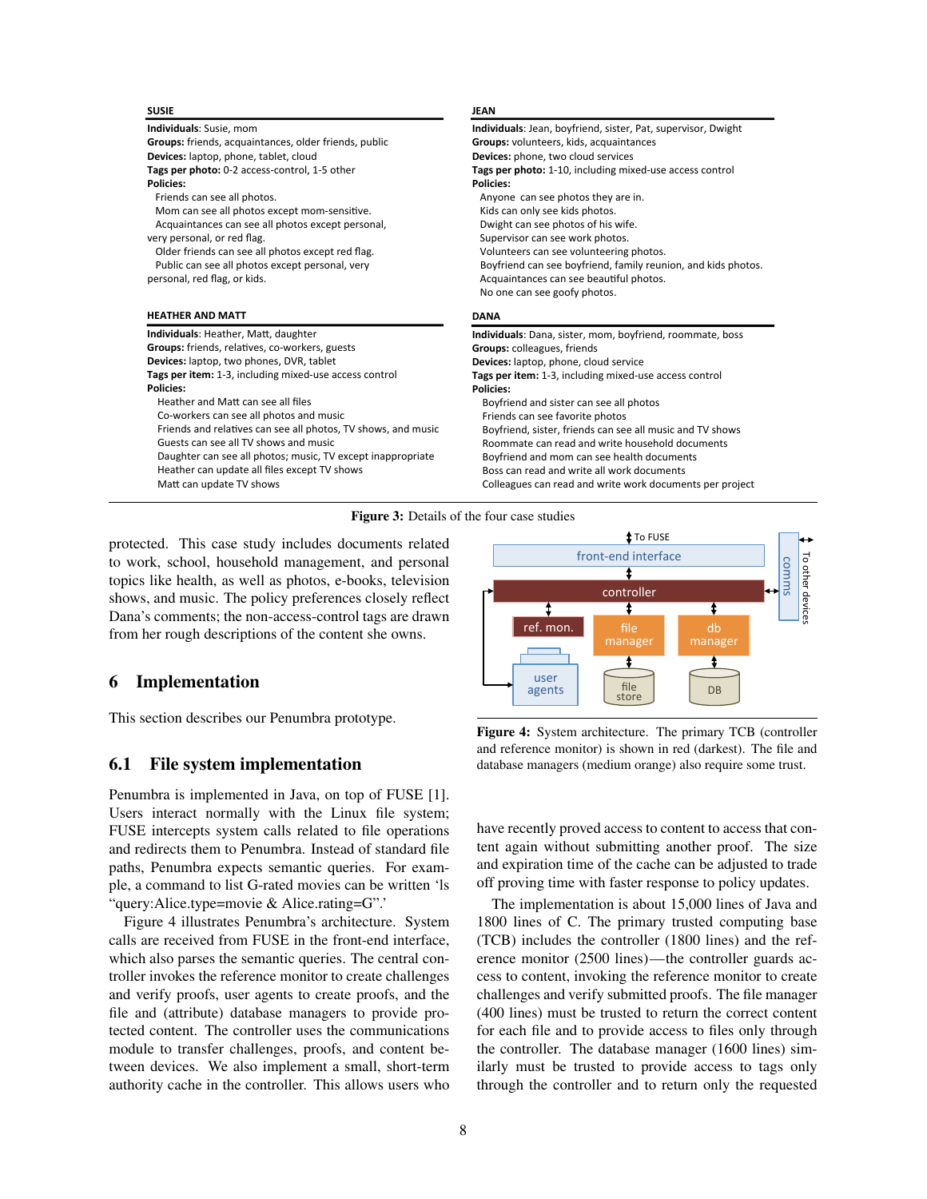**SUSIE**

**Individuals**: Susie, mom
**Groups:** friends, acquaintances, older friends, public
**Devices:** laptop, phone, tablet, cloud
**Tags per photo:** 0-2 access-control, 1-5 other
**Policies:**

Friends can see all photos.
Mom can see all photos except mom-sensitive.
Acquaintances can see all photos except personal, very personal, or red flag.
Older friends can see all photos except red flag.
Public can see all photos except personal, very personal, red flag, or kids.

**JEAN**

**Individuals**: Jean, boyfriend, sister, Pat, supervisor, Dwight
**Groups:** volunteers, kids, acquaintances
**Devices:** phone, two cloud services
**Tags per photo:** 1-10, including mixed-use access control
**Policies:**

Anyone can see photos they are in.
Kids can only see kids photos.
Dwight can see photos of his wife.
Supervisor can see work photos.
Volunteers can see volunteering photos.
Boyfriend can see boyfriend, family reunion, and kids photos.
Acquaintances can see beautiful photos.
No one can see goofy photos.

**HEATHER AND MATT**

**Individuals**: Heather, Matt, daughter
**Groups:** friends, relatives, co-workers, guests
**Devices:** laptop, two phones, DVR, tablet
**Tags per item:** 1-3, including mixed-use access control
**Policies:**

Heather and Matt can see all files
Co-workers can see all photos and music
Friends and relatives can see all photos, TV shows, and music
Guests can see all TV shows and music
Daughter can see all photos; music, TV except inappropriate
Heather can update all files except TV shows
Matt can update TV shows

**DANA**

**Individuals**: Dana, sister, mom, boyfriend, roommate, boss
**Groups:** colleagues, friends
**Devices:** laptop, phone, cloud service
**Tags per item:** 1-3, including mixed-use access control
**Policies:**

Boyfriend and sister can see all photos
Friends can see favorite photos
Boyfriend, sister, friends can see all music and TV shows
Roommate can read and write household documents
Boyfriend and mom can see health documents
Boss can read and write all work documents
Colleagues can read and write work documents per project

**Figure 3:** Details of the four case studies

protected. This case study includes documents related to work, school, household management, and personal topics like health, as well as photos, e-books, television shows, and music. The policy preferences closely reflect Dana's comments; the non-access-control tags are drawn from her rough descriptions of the content she owns.

## 6 Implementation

This section describes our Penumbra prototype.

### 6.1 File system implementation

Penumbra is implemented in Java, on top of FUSE [1]. Users interact normally with the Linux file system; FUSE intercepts system calls related to file operations and redirects them to Penumbra. Instead of standard file paths, Penumbra expects semantic queries. For example, a command to list G-rated movies can be written 'ls "query:Alice.type=movie & Alice.rating=G".'

Figure 4 illustrates Penumbra's architecture. System calls are received from FUSE in the front-end interface, which also parses the semantic queries. The central controller invokes the reference monitor to create challenges and verify proofs, user agents to create proofs, and the file and (attribute) database managers to provide protected content. The controller uses the communications module to transfer challenges, proofs, and content between devices. We also implement a small, short-term authority cache in the controller. This allows users who

**Figure 4:** System architecture. The primary TCB (controller and reference monitor) is shown in red (darkest). The file and database managers (medium orange) also require some trust.

have recently proved access to content to access that content again without submitting another proof. The size and expiration time of the cache can be adjusted to trade off proving time with faster response to policy updates.

The implementation is about 15,000 lines of Java and 1800 lines of C. The primary trusted computing base (TCB) includes the controller (1800 lines) and the reference monitor (2500 lines)—the controller guards access to content, invoking the reference monitor to create challenges and verify submitted proofs. The file manager (400 lines) must be trusted to return the correct content for each file and to provide access to files only through the controller. The database manager (1600 lines) similarly must be trusted to provide access to tags only through the controller and to return only the requested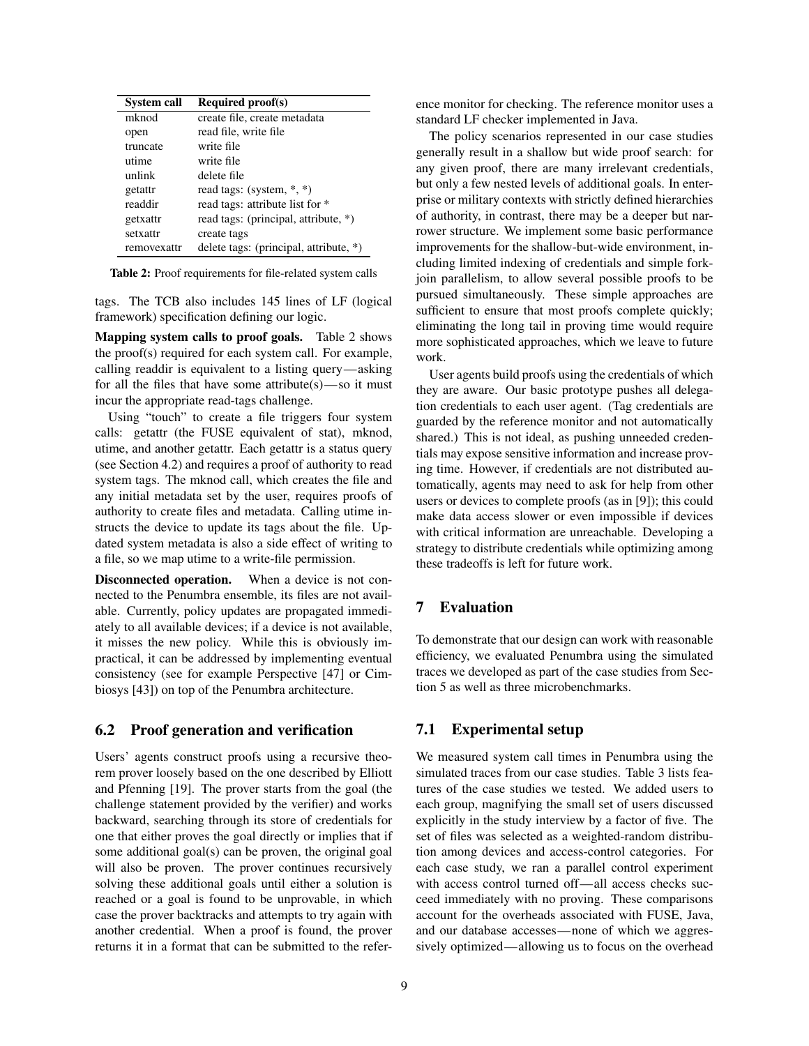| System call | Required proof(s) |
| --- | --- |
| mknod | create file, create metadata |
| open | read file, write file |
| truncate | write file |
| utime | write file |
| unlink | delete file |
| getattr | read tags: (system, *, *) |
| readdir | read tags: attribute list for * |
| getxattr | read tags: (principal, attribute, *) |
| setxattr | create tags |
| removexattr | delete tags: (principal, attribute, *) |

**Table 2:** Proof requirements for file-related system calls

tags. The TCB also includes 145 lines of LF (logical framework) specification defining our logic.

**Mapping system calls to proof goals.** Table 2 shows the proof(s) required for each system call. For example, calling readdir is equivalent to a listing query—asking for all the files that have some attribute(s)—so it must incur the appropriate read-tags challenge.

Using "touch" to create a file triggers four system calls: getattr (the FUSE equivalent of stat), mknod, utime, and another getattr. Each getattr is a status query (see Section 4.2) and requires a proof of authority to read system tags. The mknod call, which creates the file and any initial metadata set by the user, requires proofs of authority to create files and metadata. Calling utime instructs the device to update its tags about the file. Updated system metadata is also a side effect of writing to a file, so we map utime to a write-file permission.

**Disconnected operation.** When a device is not connected to the Penumbra ensemble, its files are not available. Currently, policy updates are propagated immediately to all available devices; if a device is not available, it misses the new policy. While this is obviously impractical, it can be addressed by implementing eventual consistency (see for example Perspective [47] or Cimbiosys [43]) on top of the Penumbra architecture.

## 6.2 Proof generation and verification

Users' agents construct proofs using a recursive theorem prover loosely based on the one described by Elliott and Pfenning [19]. The prover starts from the goal (the challenge statement provided by the verifier) and works backward, searching through its store of credentials for one that either proves the goal directly or implies that if some additional goal(s) can be proven, the original goal will also be proven. The prover continues recursively solving these additional goals until either a solution is reached or a goal is found to be unprovable, in which case the prover backtracks and attempts to try again with another credential. When a proof is found, the prover returns it in a format that can be submitted to the reference monitor for checking. The reference monitor uses a standard LF checker implemented in Java.

The policy scenarios represented in our case studies generally result in a shallow but wide proof search: for any given proof, there are many irrelevant credentials, but only a few nested levels of additional goals. In enterprise or military contexts with strictly defined hierarchies of authority, in contrast, there may be a deeper but narrower structure. We implement some basic performance improvements for the shallow-but-wide environment, including limited indexing of credentials and simple fork-join parallelism, to allow several possible proofs to be pursued simultaneously. These simple approaches are sufficient to ensure that most proofs complete quickly; eliminating the long tail in proving time would require more sophisticated approaches, which we leave to future work.

User agents build proofs using the credentials of which they are aware. Our basic prototype pushes all delegation credentials to each user agent. (Tag credentials are guarded by the reference monitor and not automatically shared.) This is not ideal, as pushing unneeded credentials may expose sensitive information and increase proving time. However, if credentials are not distributed automatically, agents may need to ask for help from other users or devices to complete proofs (as in [9]); this could make data access slower or even impossible if devices with critical information are unreachable. Developing a strategy to distribute credentials while optimizing among these tradeoffs is left for future work.

# 7 Evaluation

To demonstrate that our design can work with reasonable efficiency, we evaluated Penumbra using the simulated traces we developed as part of the case studies from Section 5 as well as three microbenchmarks.

## 7.1 Experimental setup

We measured system call times in Penumbra using the simulated traces from our case studies. Table 3 lists features of the case studies we tested. We added users to each group, magnifying the small set of users discussed explicitly in the study interview by a factor of five. The set of files was selected as a weighted-random distribution among devices and access-control categories. For each case study, we ran a parallel control experiment with access control turned off—all access checks succeed immediately with no proving. These comparisons account for the overheads associated with FUSE, Java, and our database accesses—none of which we aggressively optimized—allowing us to focus on the overhead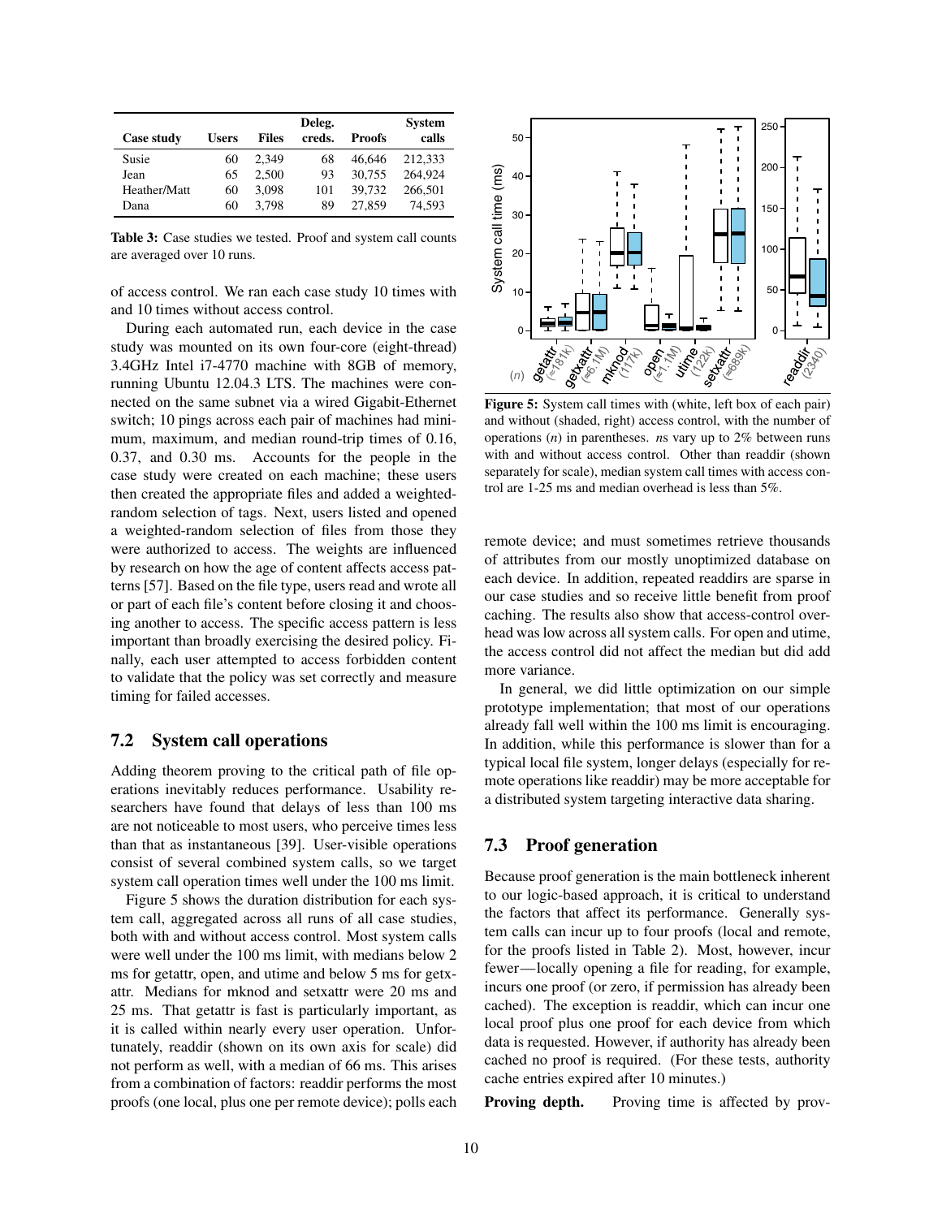| Case study | Users | Files | Deleg. creds. | Proofs | System calls |
|---|---|---|---|---|---|
| Susie | 60 | 2,349 | 68 | 46,646 | 212,333 |
| Jean | 65 | 2,500 | 93 | 30,755 | 264,924 |
| Heather/Matt | 60 | 3,098 | 101 | 39,732 | 266,501 |
| Dana | 60 | 3,798 | 89 | 27,859 | 74,593 |

**Table 3:** Case studies we tested. Proof and system call counts are averaged over 10 runs.

of access control. We ran each case study 10 times with and 10 times without access control.

During each automated run, each device in the case study was mounted on its own four-core (eight-thread) 3.4GHz Intel i7-4770 machine with 8GB of memory, running Ubuntu 12.04.3 LTS. The machines were connected on the same subnet via a wired Gigabit-Ethernet switch; 10 pings across each pair of machines had minimum, maximum, and median round-trip times of 0.16, 0.37, and 0.30 ms. Accounts for the people in the case study were created on each machine; these users then created the appropriate files and added a weighted-random selection of tags. Next, users listed and opened a weighted-random selection of files from those they were authorized to access. The weights are influenced by research on how the age of content affects access patterns [57]. Based on the file type, users read and wrote all or part of each file's content before closing it and choosing another to access. The specific access pattern is less important than broadly exercising the desired policy. Finally, each user attempted to access forbidden content to validate that the policy was set correctly and measure timing for failed accesses.

## 7.2 System call operations

Adding theorem proving to the critical path of file operations inevitably reduces performance. Usability researchers have found that delays of less than 100 ms are not noticeable to most users, who perceive times less than that as instantaneous [39]. User-visible operations consist of several combined system calls, so we target system call operation times well under the 100 ms limit.

Figure 5 shows the duration distribution for each system call, aggregated across all runs of all case studies, both with and without access control. Most system calls were well under the 100 ms limit, with medians below 2 ms for getattr, open, and utime and below 5 ms for getxattr. Medians for mknod and setxattr were 20 ms and 25 ms. That getattr is fast is particularly important, as it is called within nearly every user operation. Unfortunately, readdir (shown on its own axis for scale) did not perform as well, with a median of 66 ms. This arises from a combination of factors: readdir performs the most proofs (one local, plus one per remote device); polls each remote device; and must sometimes retrieve thousands of attributes from our mostly unoptimized database on each device. In addition, repeated readdirs are sparse in our case studies and so receive little benefit from proof caching. The results also show that access-control overhead was low across all system calls. For open and utime, the access control did not affect the median but did add more variance.

**Figure 5:** System call times with (white, left box of each pair) and without (shaded, right) access control, with the number of operations (*n*) in parentheses. *n*s vary up to 2% between runs with and without access control. Other than readdir (shown separately for scale), median system call times with access control are 1-25 ms and median overhead is less than 5%.

In general, we did little optimization on our simple prototype implementation; that most of our operations already fall well within the 100 ms limit is encouraging. In addition, while this performance is slower than for a typical local file system, longer delays (especially for remote operations like readdir) may be more acceptable for a distributed system targeting interactive data sharing.

## 7.3 Proof generation

Because proof generation is the main bottleneck inherent to our logic-based approach, it is critical to understand the factors that affect its performance. Generally system calls can incur up to four proofs (local and remote, for the proofs listed in Table 2). Most, however, incur fewer—locally opening a file for reading, for example, incurs one proof (or zero, if permission has already been cached). The exception is readdir, which can incur one local proof plus one proof for each device from which data is requested. However, if authority has already been cached no proof is required. (For these tests, authority cache entries expired after 10 minutes.)

**Proving depth.** Proving time is affected by prov-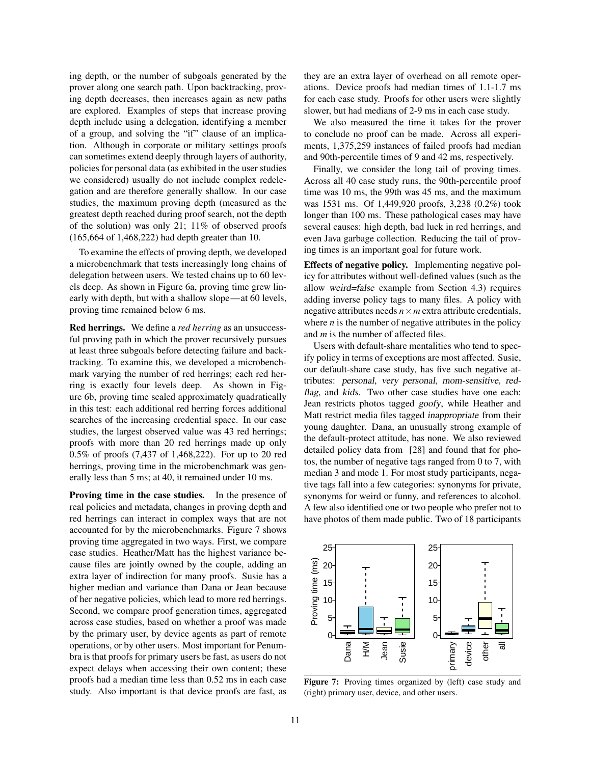ing depth, or the number of subgoals generated by the prover along one search path. Upon backtracking, proving depth decreases, then increases again as new paths are explored. Examples of steps that increase proving depth include using a delegation, identifying a member of a group, and solving the "if" clause of an implication. Although in corporate or military settings proofs can sometimes extend deeply through layers of authority, policies for personal data (as exhibited in the user studies we considered) usually do not include complex redelegation and are therefore generally shallow. In our case studies, the maximum proving depth (measured as the greatest depth reached during proof search, not the depth of the solution) was only 21; 11% of observed proofs (165,664 of 1,468,222) had depth greater than 10.

To examine the effects of proving depth, we developed a microbenchmark that tests increasingly long chains of delegation between users. We tested chains up to 60 levels deep. As shown in Figure 6a, proving time grew linearly with depth, but with a shallow slope—at 60 levels, proving time remained below 6 ms.

**Red herrings.** We define a *red herring* as an unsuccessful proving path in which the prover recursively pursues at least three subgoals before detecting failure and backtracking. To examine this, we developed a microbenchmark varying the number of red herrings; each red herring is exactly four levels deep. As shown in Figure 6b, proving time scaled approximately quadratically in this test: each additional red herring forces additional searches of the increasing credential space. In our case studies, the largest observed value was 43 red herrings; proofs with more than 20 red herrings made up only 0.5% of proofs (7,437 of 1,468,222). For up to 20 red herrings, proving time in the microbenchmark was generally less than 5 ms; at 40, it remained under 10 ms.

**Proving time in the case studies.** In the presence of real policies and metadata, changes in proving depth and red herrings can interact in complex ways that are not accounted for by the microbenchmarks. Figure 7 shows proving time aggregated in two ways. First, we compare case studies. Heather/Matt has the highest variance because files are jointly owned by the couple, adding an extra layer of indirection for many proofs. Susie has a higher median and variance than Dana or Jean because of her negative policies, which lead to more red herrings. Second, we compare proof generation times, aggregated across case studies, based on whether a proof was made by the primary user, by device agents as part of remote operations, or by other users. Most important for Penumbra is that proofs for primary users be fast, as users do not expect delays when accessing their own content; these proofs had a median time less than 0.52 ms in each case study. Also important is that device proofs are fast, as they are an extra layer of overhead on all remote operations. Device proofs had median times of 1.1-1.7 ms for each case study. Proofs for other users were slightly slower, but had medians of 2-9 ms in each case study.

We also measured the time it takes for the prover to conclude no proof can be made. Across all experiments, 1,375,259 instances of failed proofs had median and 90th-percentile times of 9 and 42 ms, respectively.

Finally, we consider the long tail of proving times. Across all 40 case study runs, the 90th-percentile proof time was 10 ms, the 99th was 45 ms, and the maximum was 1531 ms. Of 1,449,920 proofs, 3,238 (0.2%) took longer than 100 ms. These pathological cases may have several causes: high depth, bad luck in red herrings, and even Java garbage collection. Reducing the tail of proving times is an important goal for future work.

**Effects of negative policy.** Implementing negative policy for attributes without well-defined values (such as the allow weird=false example from Section 4.3) requires adding inverse policy tags to many files. A policy with negative attributes needs $n \times m$ extra attribute credentials, where $n$ is the number of negative attributes in the policy and $m$ is the number of affected files.

Users with default-share mentalities who tend to specify policy in terms of exceptions are most affected. Susie, our default-share case study, has five such negative attributes: personal, very personal, mom-sensitive, redflag, and kids. Two other case studies have one each: Jean restricts photos tagged goofy, while Heather and Matt restrict media files tagged inappropriate from their young daughter. Dana, an unusually strong example of the default-protect attitude, has none. We also reviewed detailed policy data from [28] and found that for photos, the number of negative tags ranged from 0 to 7, with median 3 and mode 1. For most study participants, negative tags fall into a few categories: synonyms for private, synonyms for weird or funny, and references to alcohol. A few also identified one or two people who prefer not to have photos of them made public. Two of 18 participants

**Figure 7:** Proving times organized by (left) case study and (right) primary user, device, and other users.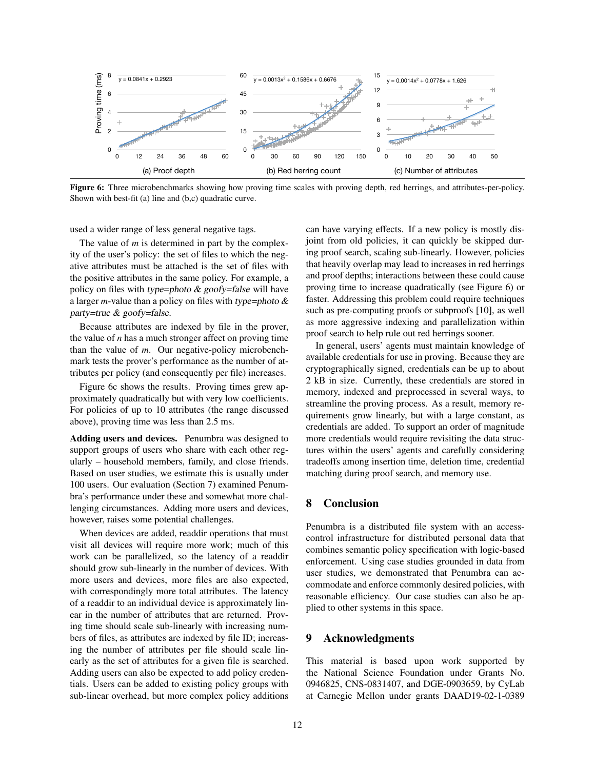Figure 6: Three microbenchmarks showing how proving time scales with proving depth, red herrings, and attributes-per-policy. Shown with best-fit (a) line and (b,c) quadratic curve.

used a wider range of less general negative tags.

The value of $m$ is determined in part by the complexity of the user's policy: the set of files to which the negative attributes must be attached is the set of files with the positive attributes in the same policy. For example, a policy on files with *type=photo & goofy=false* will have a larger $m$-value than a policy on files with *type=photo & party=true & goofy=false*.

Because attributes are indexed by file in the prover, the value of $n$ has a much stronger affect on proving time than the value of $m$. Our negative-policy microbenchmark tests the prover's performance as the number of attributes per policy (and consequently per file) increases.

Figure 6c shows the results. Proving times grew approximately quadratically but with very low coefficients. For policies of up to 10 attributes (the range discussed above), proving time was less than 2.5 ms.

**Adding users and devices.** Penumbra was designed to support groups of users who share with each other regularly – household members, family, and close friends. Based on user studies, we estimate this is usually under 100 users. Our evaluation (Section 7) examined Penumbra's performance under these and somewhat more challenging circumstances. Adding more users and devices, however, raises some potential challenges.

When devices are added, readdir operations that must visit all devices will require more work; much of this work can be parallelized, so the latency of a readdir should grow sub-linearly in the number of devices. With more users and devices, more files are also expected, with correspondingly more total attributes. The latency of a readdir to an individual device is approximately linear in the number of attributes that are returned. Proving time should scale sub-linearly with increasing numbers of files, as attributes are indexed by file ID; increasing the number of attributes per file should scale linearly as the set of attributes for a given file is searched. Adding users can also be expected to add policy credentials. Users can be added to existing policy groups with sub-linear overhead, but more complex policy additions can have varying effects. If a new policy is mostly disjoint from old policies, it can quickly be skipped during proof search, scaling sub-linearly. However, policies that heavily overlap may lead to increases in red herrings and proof depths; interactions between these could cause proving time to increase quadratically (see Figure 6) or faster. Addressing this problem could require techniques such as pre-computing proofs or subproofs [10], as well as more aggressive indexing and parallelization within proof search to help rule out red herrings sooner.

In general, users' agents must maintain knowledge of available credentials for use in proving. Because they are cryptographically signed, credentials can be up to about 2 kB in size. Currently, these credentials are stored in memory, indexed and preprocessed in several ways, to streamline the proving process. As a result, memory requirements grow linearly, but with a large constant, as credentials are added. To support an order of magnitude more credentials would require revisiting the data structures within the users' agents and carefully considering tradeoffs among insertion time, deletion time, credential matching during proof search, and memory use.

## 8 Conclusion

Penumbra is a distributed file system with an access-control infrastructure for distributed personal data that combines semantic policy specification with logic-based enforcement. Using case studies grounded in data from user studies, we demonstrated that Penumbra can accommodate and enforce commonly desired policies, with reasonable efficiency. Our case studies can also be applied to other systems in this space.

## 9 Acknowledgments

This material is based upon work supported by the National Science Foundation under Grants No. 0946825, CNS-0831407, and DGE-0903659, by CyLab at Carnegie Mellon under grants DAAD19-02-1-0389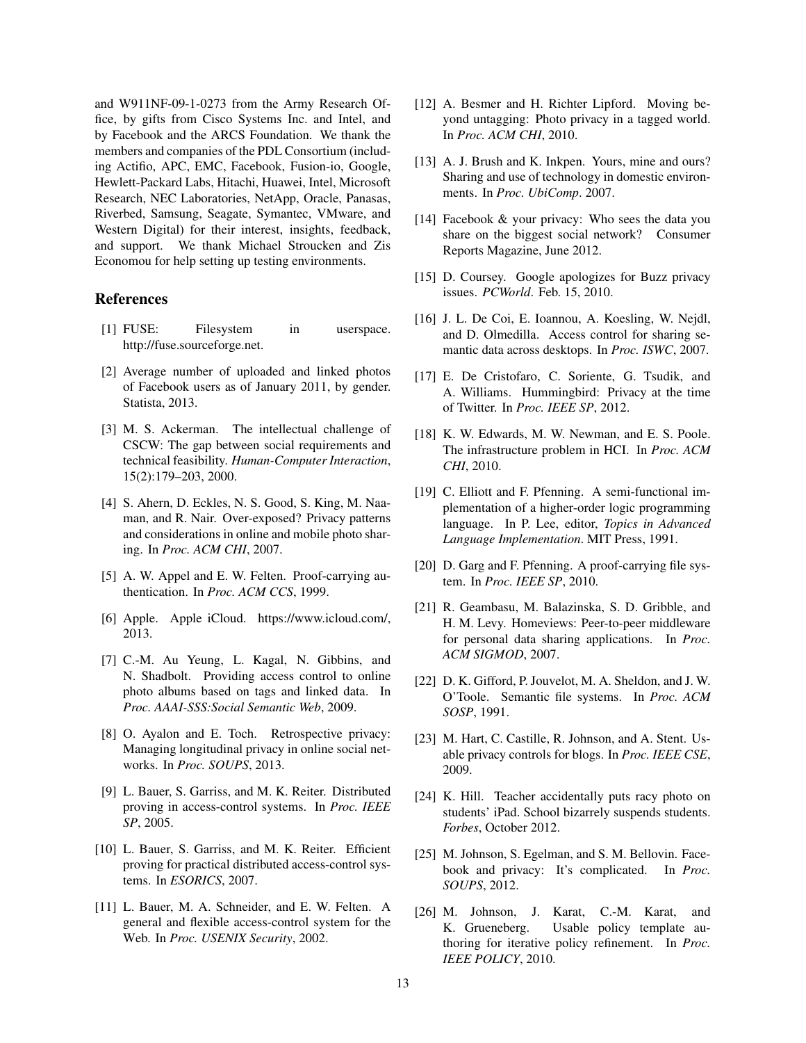and W911NF-09-1-0273 from the Army Research Office, by gifts from Cisco Systems Inc. and Intel, and by Facebook and the ARCS Foundation. We thank the members and companies of the PDL Consortium (including Actifio, APC, EMC, Facebook, Fusion-io, Google, Hewlett-Packard Labs, Hitachi, Huawei, Intel, Microsoft Research, NEC Laboratories, NetApp, Oracle, Panasas, Riverbed, Samsung, Seagate, Symantec, VMware, and Western Digital) for their interest, insights, feedback, and support. We thank Michael Stroucken and Zis Economou for help setting up testing environments.

## References

[1] FUSE: Filesystem in userspace. http://fuse.sourceforge.net.

[2] Average number of uploaded and linked photos of Facebook users as of January 2011, by gender. Statista, 2013.

[3] M. S. Ackerman. The intellectual challenge of CSCW: The gap between social requirements and technical feasibility. *Human-Computer Interaction*, 15(2):179–203, 2000.

[4] S. Ahern, D. Eckles, N. S. Good, S. King, M. Naaman, and R. Nair. Over-exposed? Privacy patterns and considerations in online and mobile photo sharing. In *Proc. ACM CHI*, 2007.

[5] A. W. Appel and E. W. Felten. Proof-carrying authentication. In *Proc. ACM CCS*, 1999.

[6] Apple. Apple iCloud. https://www.icloud.com/, 2013.

[7] C.-M. Au Yeung, L. Kagal, N. Gibbins, and N. Shadbolt. Providing access control to online photo albums based on tags and linked data. In *Proc. AAAI-SSS:Social Semantic Web*, 2009.

[8] O. Ayalon and E. Toch. Retrospective privacy: Managing longitudinal privacy in online social networks. In *Proc. SOUPS*, 2013.

[9] L. Bauer, S. Garriss, and M. K. Reiter. Distributed proving in access-control systems. In *Proc. IEEE SP*, 2005.

[10] L. Bauer, S. Garriss, and M. K. Reiter. Efficient proving for practical distributed access-control systems. In *ESORICS*, 2007.

[11] L. Bauer, M. A. Schneider, and E. W. Felten. A general and flexible access-control system for the Web. In *Proc. USENIX Security*, 2002.

[12] A. Besmer and H. Richter Lipford. Moving beyond untagging: Photo privacy in a tagged world. In *Proc. ACM CHI*, 2010.

[13] A. J. Brush and K. Inkpen. Yours, mine and ours? Sharing and use of technology in domestic environments. In *Proc. UbiComp*. 2007.

[14] Facebook & your privacy: Who sees the data you share on the biggest social network? Consumer Reports Magazine, June 2012.

[15] D. Coursey. Google apologizes for Buzz privacy issues. *PCWorld*. Feb. 15, 2010.

[16] J. L. De Coi, E. Ioannou, A. Koesling, W. Nejdl, and D. Olmedilla. Access control for sharing semantic data across desktops. In *Proc. ISWC*, 2007.

[17] E. De Cristofaro, C. Soriente, G. Tsudik, and A. Williams. Hummingbird: Privacy at the time of Twitter. In *Proc. IEEE SP*, 2012.

[18] K. W. Edwards, M. W. Newman, and E. S. Poole. The infrastructure problem in HCI. In *Proc. ACM CHI*, 2010.

[19] C. Elliott and F. Pfenning. A semi-functional implementation of a higher-order logic programming language. In P. Lee, editor, *Topics in Advanced Language Implementation*. MIT Press, 1991.

[20] D. Garg and F. Pfenning. A proof-carrying file system. In *Proc. IEEE SP*, 2010.

[21] R. Geambasu, M. Balazinska, S. D. Gribble, and H. M. Levy. Homeviews: Peer-to-peer middleware for personal data sharing applications. In *Proc. ACM SIGMOD*, 2007.

[22] D. K. Gifford, P. Jouvelot, M. A. Sheldon, and J. W. O'Toole. Semantic file systems. In *Proc. ACM SOSP*, 1991.

[23] M. Hart, C. Castille, R. Johnson, and A. Stent. Usable privacy controls for blogs. In *Proc. IEEE CSE*, 2009.

[24] K. Hill. Teacher accidentally puts racy photo on students' iPad. School bizarrely suspends students. *Forbes*, October 2012.

[25] M. Johnson, S. Egelman, and S. M. Bellovin. Facebook and privacy: It's complicated. In *Proc. SOUPS*, 2012.

[26] M. Johnson, J. Karat, C.-M. Karat, and K. Grueneberg. Usable policy template authoring for iterative policy refinement. In *Proc. IEEE POLICY*, 2010.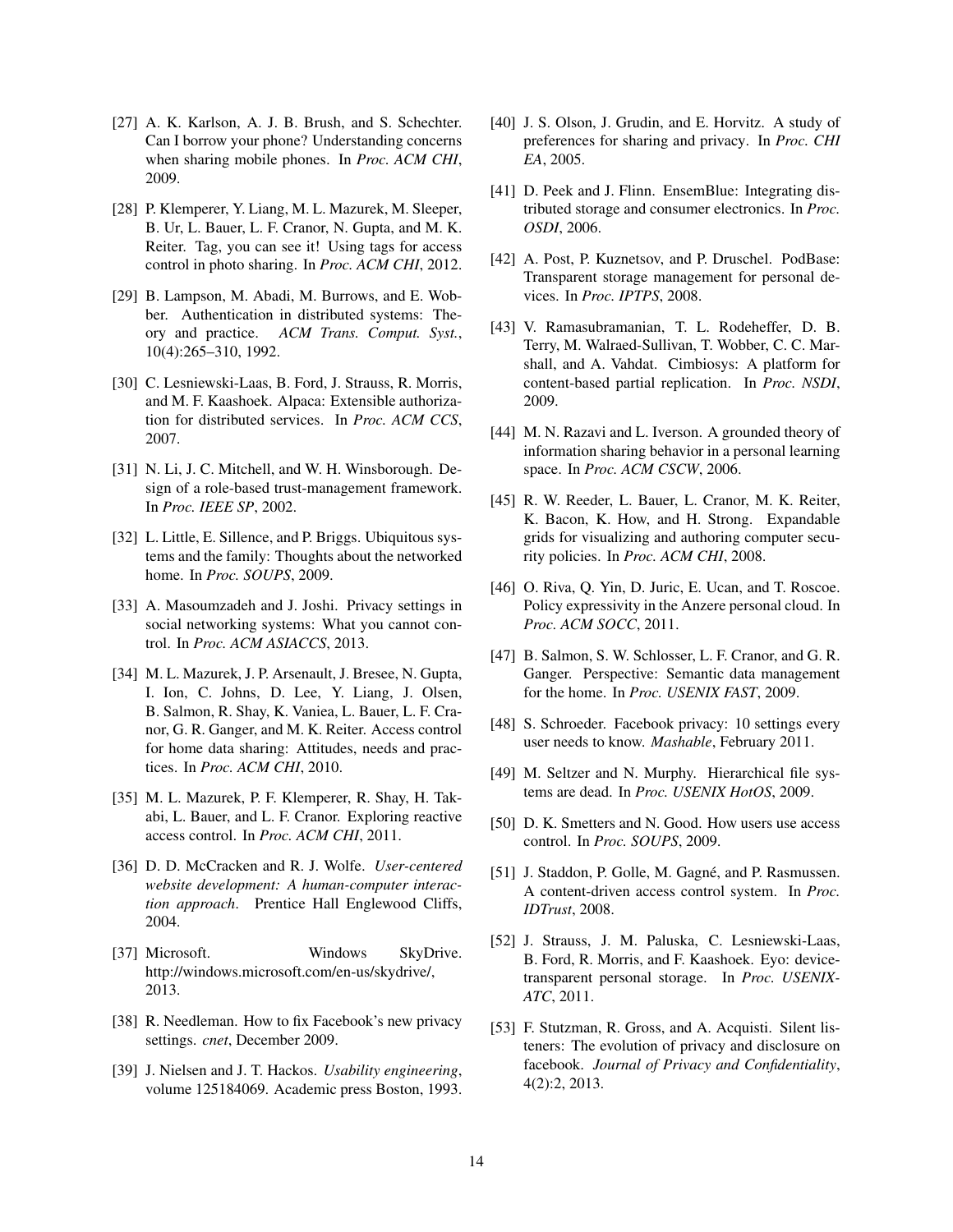[27] A. K. Karlson, A. J. B. Brush, and S. Schechter. Can I borrow your phone? Understanding concerns when sharing mobile phones. In *Proc. ACM CHI*, 2009.

[28] P. Klemperer, Y. Liang, M. L. Mazurek, M. Sleeper, B. Ur, L. Bauer, L. F. Cranor, N. Gupta, and M. K. Reiter. Tag, you can see it! Using tags for access control in photo sharing. In *Proc. ACM CHI*, 2012.

[29] B. Lampson, M. Abadi, M. Burrows, and E. Wobber. Authentication in distributed systems: Theory and practice. *ACM Trans. Comput. Syst.*, 10(4):265–310, 1992.

[30] C. Lesniewski-Laas, B. Ford, J. Strauss, R. Morris, and M. F. Kaashoek. Alpaca: Extensible authorization for distributed services. In *Proc. ACM CCS*, 2007.

[31] N. Li, J. C. Mitchell, and W. H. Winsborough. Design of a role-based trust-management framework. In *Proc. IEEE SP*, 2002.

[32] L. Little, E. Sillence, and P. Briggs. Ubiquitous systems and the family: Thoughts about the networked home. In *Proc. SOUPS*, 2009.

[33] A. Masoumzadeh and J. Joshi. Privacy settings in social networking systems: What you cannot control. In *Proc. ACM ASIACCS*, 2013.

[34] M. L. Mazurek, J. P. Arsenault, J. Bresee, N. Gupta, I. Ion, C. Johns, D. Lee, Y. Liang, J. Olsen, B. Salmon, R. Shay, K. Vaniea, L. Bauer, L. F. Cranor, G. R. Ganger, and M. K. Reiter. Access control for home data sharing: Attitudes, needs and practices. In *Proc. ACM CHI*, 2010.

[35] M. L. Mazurek, P. F. Klemperer, R. Shay, H. Takabi, L. Bauer, and L. F. Cranor. Exploring reactive access control. In *Proc. ACM CHI*, 2011.

[36] D. D. McCracken and R. J. Wolfe. *User-centered website development: A human-computer interaction approach*. Prentice Hall Englewood Cliffs, 2004.

[37] Microsoft. Windows SkyDrive. http://windows.microsoft.com/en-us/skydrive/, 2013.

[38] R. Needleman. How to fix Facebook's new privacy settings. *cnet*, December 2009.

[39] J. Nielsen and J. T. Hackos. *Usability engineering*, volume 125184069. Academic press Boston, 1993.

[40] J. S. Olson, J. Grudin, and E. Horvitz. A study of preferences for sharing and privacy. In *Proc. CHI EA*, 2005.

[41] D. Peek and J. Flinn. EnsemBlue: Integrating distributed storage and consumer electronics. In *Proc. OSDI*, 2006.

[42] A. Post, P. Kuznetsov, and P. Druschel. PodBase: Transparent storage management for personal devices. In *Proc. IPTPS*, 2008.

[43] V. Ramasubramanian, T. L. Rodeheffer, D. B. Terry, M. Walraed-Sullivan, T. Wobber, C. C. Marshall, and A. Vahdat. Cimbiosys: A platform for content-based partial replication. In *Proc. NSDI*, 2009.

[44] M. N. Razavi and L. Iverson. A grounded theory of information sharing behavior in a personal learning space. In *Proc. ACM CSCW*, 2006.

[45] R. W. Reeder, L. Bauer, L. Cranor, M. K. Reiter, K. Bacon, K. How, and H. Strong. Expandable grids for visualizing and authoring computer security policies. In *Proc. ACM CHI*, 2008.

[46] O. Riva, Q. Yin, D. Juric, E. Ucan, and T. Roscoe. Policy expressivity in the Anzere personal cloud. In *Proc. ACM SOCC*, 2011.

[47] B. Salmon, S. W. Schlosser, L. F. Cranor, and G. R. Ganger. Perspective: Semantic data management for the home. In *Proc. USENIX FAST*, 2009.

[48] S. Schroeder. Facebook privacy: 10 settings every user needs to know. *Mashable*, February 2011.

[49] M. Seltzer and N. Murphy. Hierarchical file systems are dead. In *Proc. USENIX HotOS*, 2009.

[50] D. K. Smetters and N. Good. How users use access control. In *Proc. SOUPS*, 2009.

[51] J. Staddon, P. Golle, M. Gagné, and P. Rasmussen. A content-driven access control system. In *Proc. IDTrust*, 2008.

[52] J. Strauss, J. M. Paluska, C. Lesniewski-Laas, B. Ford, R. Morris, and F. Kaashoek. Eyo: device-transparent personal storage. In *Proc. USENIX-ATC*, 2011.

[53] F. Stutzman, R. Gross, and A. Acquisti. Silent listeners: The evolution of privacy and disclosure on facebook. *Journal of Privacy and Confidentiality*, 4(2):2, 2013.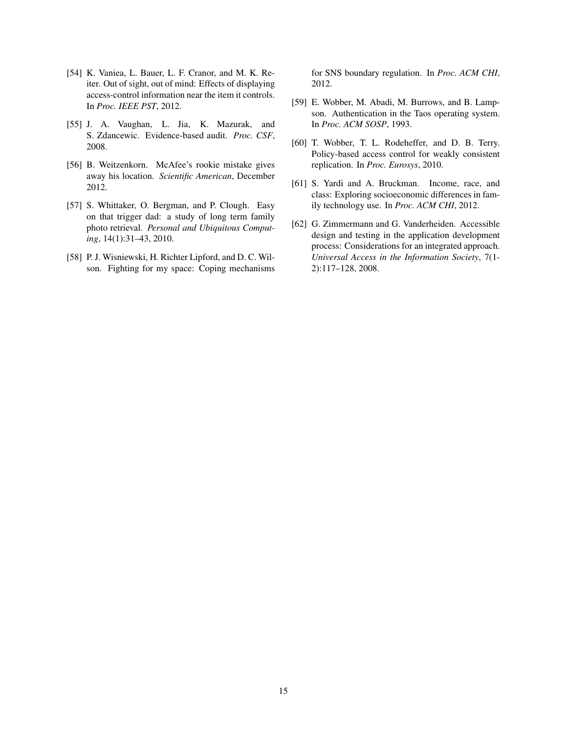[54] K. Vaniea, L. Bauer, L. F. Cranor, and M. K. Reiter. Out of sight, out of mind: Effects of displaying access-control information near the item it controls. In *Proc. IEEE PST*, 2012.

[55] J. A. Vaughan, L. Jia, K. Mazurak, and S. Zdancewic. Evidence-based audit. *Proc. CSF*, 2008.

[56] B. Weitzenkorn. McAfee's rookie mistake gives away his location. *Scientific American*, December 2012.

[57] S. Whittaker, O. Bergman, and P. Clough. Easy on that trigger dad: a study of long term family photo retrieval. *Personal and Ubiquitous Computing*, 14(1):31–43, 2010.

[58] P. J. Wisniewski, H. Richter Lipford, and D. C. Wilson. Fighting for my space: Coping mechanisms for SNS boundary regulation. In *Proc. ACM CHI*, 2012.

[59] E. Wobber, M. Abadi, M. Burrows, and B. Lampson. Authentication in the Taos operating system. In *Proc. ACM SOSP*, 1993.

[60] T. Wobber, T. L. Rodeheffer, and D. B. Terry. Policy-based access control for weakly consistent replication. In *Proc. Eurosys*, 2010.

[61] S. Yardi and A. Bruckman. Income, race, and class: Exploring socioeconomic differences in family technology use. In *Proc. ACM CHI*, 2012.

[62] G. Zimmermann and G. Vanderheiden. Accessible design and testing in the application development process: Considerations for an integrated approach. *Universal Access in the Information Society*, 7(1-2):117–128, 2008.